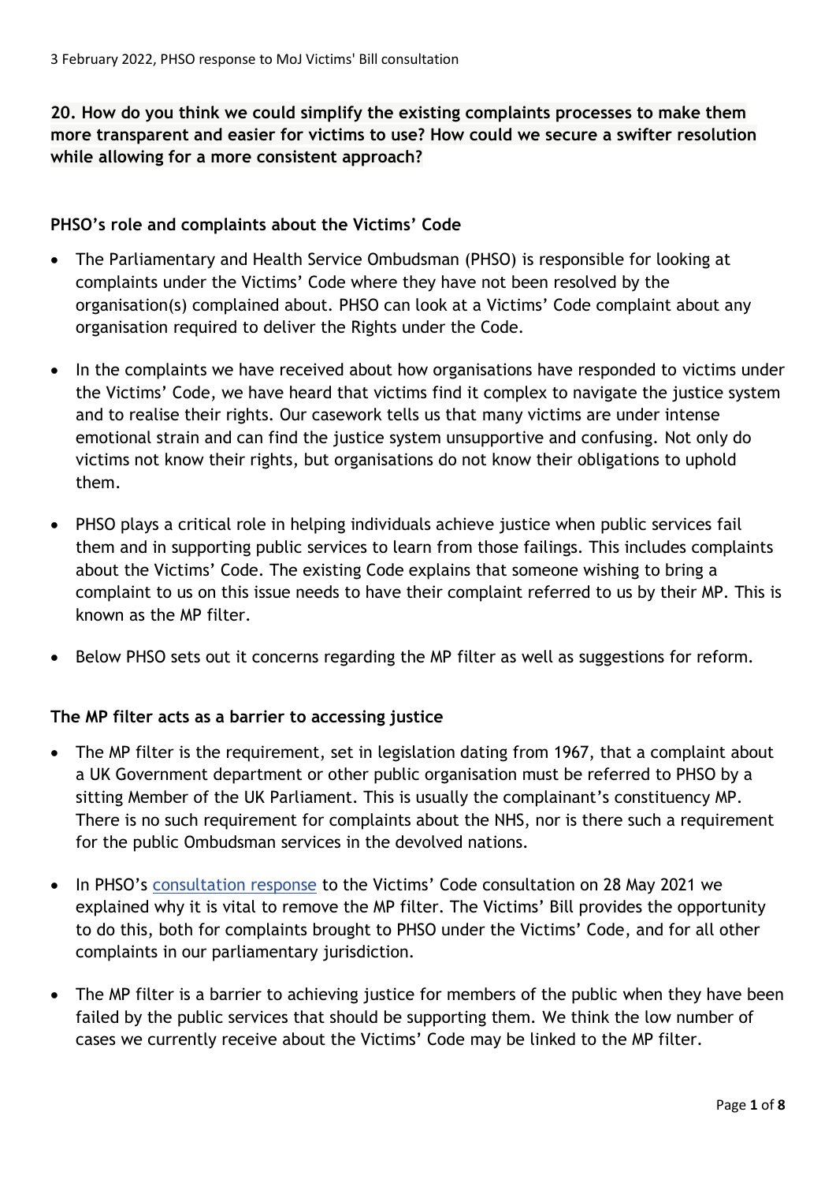3 February 2022, PHSO response to MoJ Victims' Bill consultation

**20. How do you think we could simplify the existing complaints processes to make them more transparent and easier for victims to use? How could we secure a swifter resolution while allowing for a more consistent approach?**

**PHSO's role and complaints about the Victims' Code**

- The Parliamentary and Health Service Ombudsman (PHSO) is responsible for looking at complaints under the Victims' Code where they have not been resolved by the organisation(s) complained about. PHSO can look at a Victims' Code complaint about any organisation required to deliver the Rights under the Code.
- In the complaints we have received about how organisations have responded to victims under the Victims' Code, we have heard that victims find it complex to navigate the justice system and to realise their rights. Our casework tells us that many victims are under intense emotional strain and can find the justice system unsupportive and confusing. Not only do victims not know their rights, but organisations do not know their obligations to uphold them.
- PHSO plays a critical role in helping individuals achieve justice when public services fail them and in supporting public services to learn from those failings. This includes complaints about the Victims' Code. The existing Code explains that someone wishing to bring a complaint to us on this issue needs to have their complaint referred to us by their MP. This is known as the MP filter.
- Below PHSO sets out it concerns regarding the MP filter as well as suggestions for reform.

**The MP filter acts as a barrier to accessing justice**

- The MP filter is the requirement, set in legislation dating from 1967, that a complaint about a UK Government department or other public organisation must be referred to PHSO by a sitting Member of the UK Parliament. This is usually the complainant's constituency MP. There is no such requirement for complaints about the NHS, nor is there such a requirement for the public Ombudsman services in the devolved nations.
- In PHSO's consultation response to the Victims' Code consultation on 28 May 2021 we explained why it is vital to remove the MP filter. The Victims' Bill provides the opportunity to do this, both for complaints brought to PHSO under the Victims' Code, and for all other complaints in our parliamentary jurisdiction.
- The MP filter is a barrier to achieving justice for members of the public when they have been failed by the public services that should be supporting them. We think the low number of cases we currently receive about the Victims' Code may be linked to the MP filter.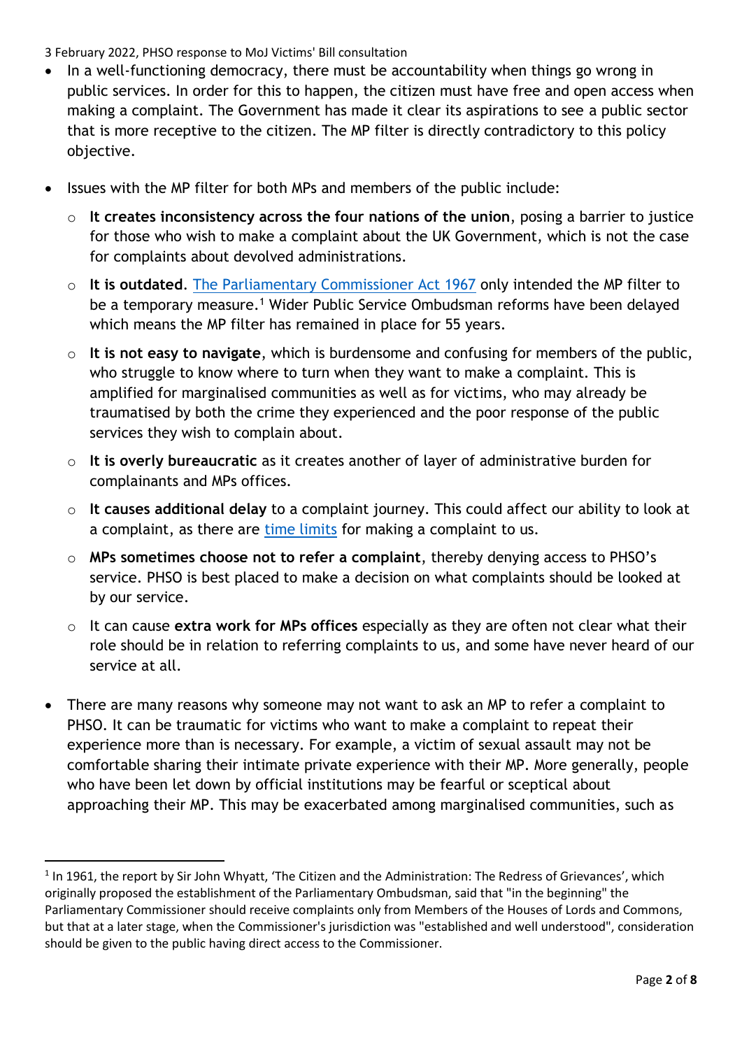3 February 2022, PHSO response to MoJ Victims' Bill consultation

- In a well-functioning democracy, there must be accountability when things go wrong in public services. In order for this to happen, the citizen must have free and open access when making a complaint. The Government has made it clear its aspirations to see a public sector that is more receptive to the citizen. The MP filter is directly contradictory to this policy objective.

- Issues with the MP filter for both MPs and members of the public include:
  - **It creates inconsistency across the four nations of the union**, posing a barrier to justice for those who wish to make a complaint about the UK Government, which is not the case for complaints about devolved administrations.
  - **It is outdated**. [The Parliamentary Commissioner Act 1967] only intended the MP filter to be a temporary measure.[1] Wider Public Service Ombudsman reforms have been delayed which means the MP filter has remained in place for 55 years.
  - **It is not easy to navigate**, which is burdensome and confusing for members of the public, who struggle to know where to turn when they want to make a complaint. This is amplified for marginalised communities as well as for victims, who may already be traumatised by both the crime they experienced and the poor response of the public services they wish to complain about.
  - **It is overly bureaucratic** as it creates another of layer of administrative burden for complainants and MPs offices.
  - **It causes additional delay** to a complaint journey. This could affect our ability to look at a complaint, as there are [time limits] for making a complaint to us.
  - **MPs sometimes choose not to refer a complaint**, thereby denying access to PHSO's service. PHSO is best placed to make a decision on what complaints should be looked at by our service.
  - It can cause **extra work for MPs offices** especially as they are often not clear what their role should be in relation to referring complaints to us, and some have never heard of our service at all.

- There are many reasons why someone may not want to ask an MP to refer a complaint to PHSO. It can be traumatic for victims who want to make a complaint to repeat their experience more than is necessary. For example, a victim of sexual assault may not be comfortable sharing their intimate private experience with their MP. More generally, people who have been let down by official institutions may be fearful or sceptical about approaching their MP. This may be exacerbated among marginalised communities, such as

---

[1] In 1961, the report by Sir John Whyatt, 'The Citizen and the Administration: The Redress of Grievances', which originally proposed the establishment of the Parliamentary Ombudsman, said that "in the beginning" the Parliamentary Commissioner should receive complaints only from Members of the Houses of Lords and Commons, but that at a later stage, when the Commissioner's jurisdiction was "established and well understood", consideration should be given to the public having direct access to the Commissioner.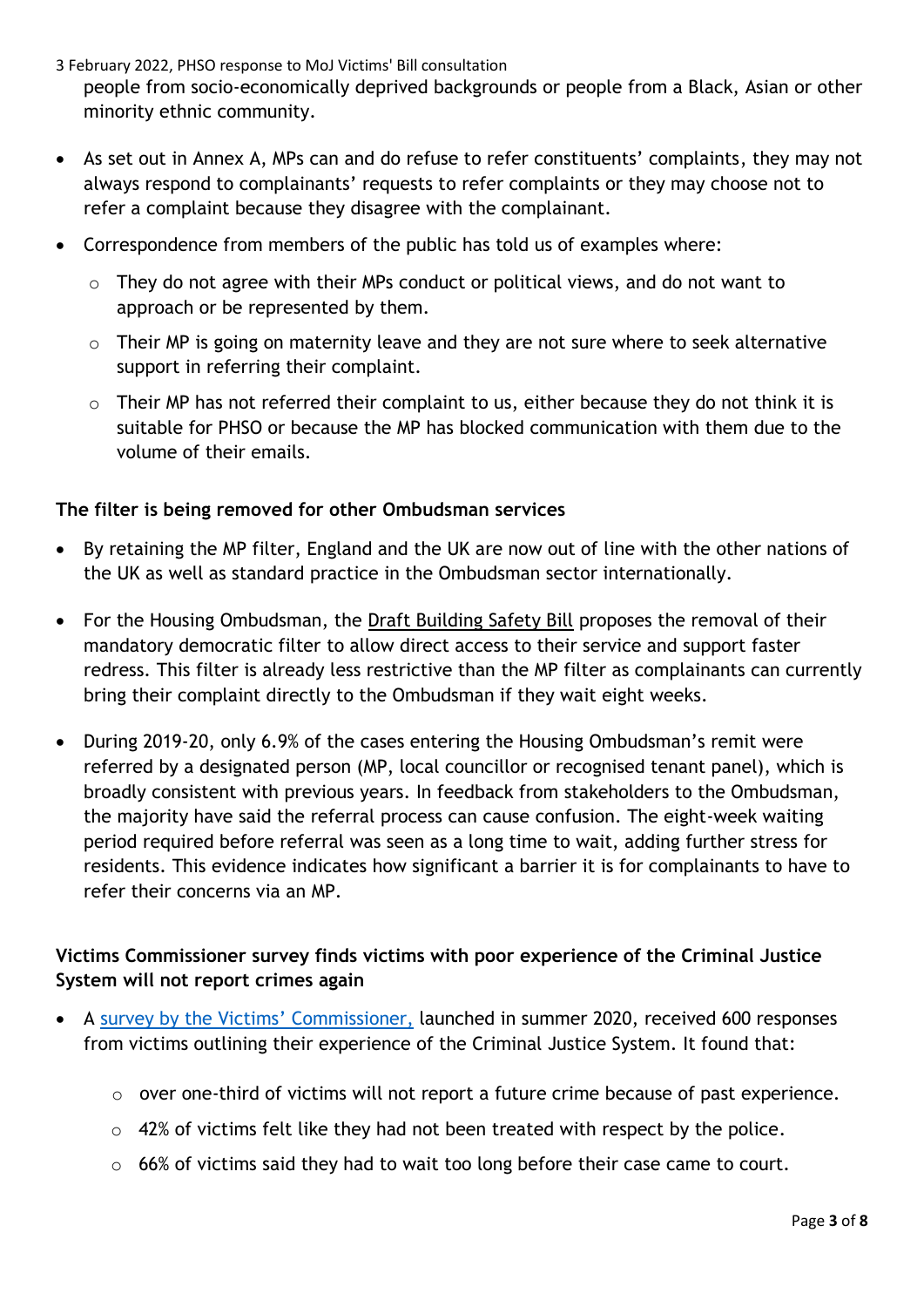people from socio-economically deprived backgrounds or people from a Black, Asian or other minority ethnic community.

- As set out in Annex A, MPs can and do refuse to refer constituents' complaints, they may not always respond to complainants' requests to refer complaints or they may choose not to refer a complaint because they disagree with the complainant.
- Correspondence from members of the public has told us of examples where:
  - They do not agree with their MPs conduct or political views, and do not want to approach or be represented by them.
  - Their MP is going on maternity leave and they are not sure where to seek alternative support in referring their complaint.
  - Their MP has not referred their complaint to us, either because they do not think it is suitable for PHSO or because the MP has blocked communication with them due to the volume of their emails.

**The filter is being removed for other Ombudsman services**

- By retaining the MP filter, England and the UK are now out of line with the other nations of the UK as well as standard practice in the Ombudsman sector internationally.
- For the Housing Ombudsman, the Draft Building Safety Bill proposes the removal of their mandatory democratic filter to allow direct access to their service and support faster redress. This filter is already less restrictive than the MP filter as complainants can currently bring their complaint directly to the Ombudsman if they wait eight weeks.
- During 2019-20, only 6.9% of the cases entering the Housing Ombudsman's remit were referred by a designated person (MP, local councillor or recognised tenant panel), which is broadly consistent with previous years. In feedback from stakeholders to the Ombudsman, the majority have said the referral process can cause confusion. The eight-week waiting period required before referral was seen as a long time to wait, adding further stress for residents. This evidence indicates how significant a barrier it is for complainants to have to refer their concerns via an MP.

**Victims Commissioner survey finds victims with poor experience of the Criminal Justice System will not report crimes again**

- A survey by the Victims' Commissioner, launched in summer 2020, received 600 responses from victims outlining their experience of the Criminal Justice System. It found that:
  - over one-third of victims will not report a future crime because of past experience.
  - 42% of victims felt like they had not been treated with respect by the police.
  - 66% of victims said they had to wait too long before their case came to court.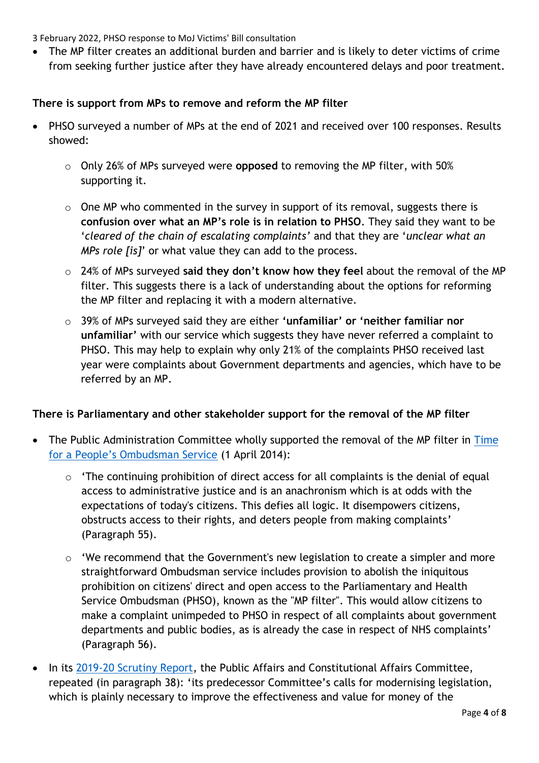- The MP filter creates an additional burden and barrier and is likely to deter victims of crime from seeking further justice after they have already encountered delays and poor treatment.

**There is support from MPs to remove and reform the MP filter**

- PHSO surveyed a number of MPs at the end of 2021 and received over 100 responses. Results showed:
    - Only 26% of MPs surveyed were **opposed** to removing the MP filter, with 50% supporting it.
    - One MP who commented in the survey in support of its removal, suggests there is **confusion over what an MP's role is in relation to PHSO**. They said they want to be '*cleared of the chain of escalating complaints*' and that they are '*unclear what an MPs role [is]*' or what value they can add to the process.
    - 24% of MPs surveyed **said they don't know how they feel** about the removal of the MP filter. This suggests there is a lack of understanding about the options for reforming the MP filter and replacing it with a modern alternative.
    - 39% of MPs surveyed said they are either **'unfamiliar' or 'neither familiar nor unfamiliar'** with our service which suggests they have never referred a complaint to PHSO. This may help to explain why only 21% of the complaints PHSO received last year were complaints about Government departments and agencies, which have to be referred by an MP.

**There is Parliamentary and other stakeholder support for the removal of the MP filter**

- The Public Administration Committee wholly supported the removal of the MP filter in Time for a People's Ombudsman Service (1 April 2014):
    - 'The continuing prohibition of direct access for all complaints is the denial of equal access to administrative justice and is an anachronism which is at odds with the expectations of today's citizens. This defies all logic. It disempowers citizens, obstructs access to their rights, and deters people from making complaints' (Paragraph 55).
    - 'We recommend that the Government's new legislation to create a simpler and more straightforward Ombudsman service includes provision to abolish the iniquitous prohibition on citizens' direct and open access to the Parliamentary and Health Service Ombudsman (PHSO), known as the "MP filter". This would allow citizens to make a complaint unimpeded to PHSO in respect of all complaints about government departments and public bodies, as is already the case in respect of NHS complaints' (Paragraph 56).
- In its 2019-20 Scrutiny Report, the Public Affairs and Constitutional Affairs Committee, repeated (in paragraph 38): 'its predecessor Committee's calls for modernising legislation, which is plainly necessary to improve the effectiveness and value for money of the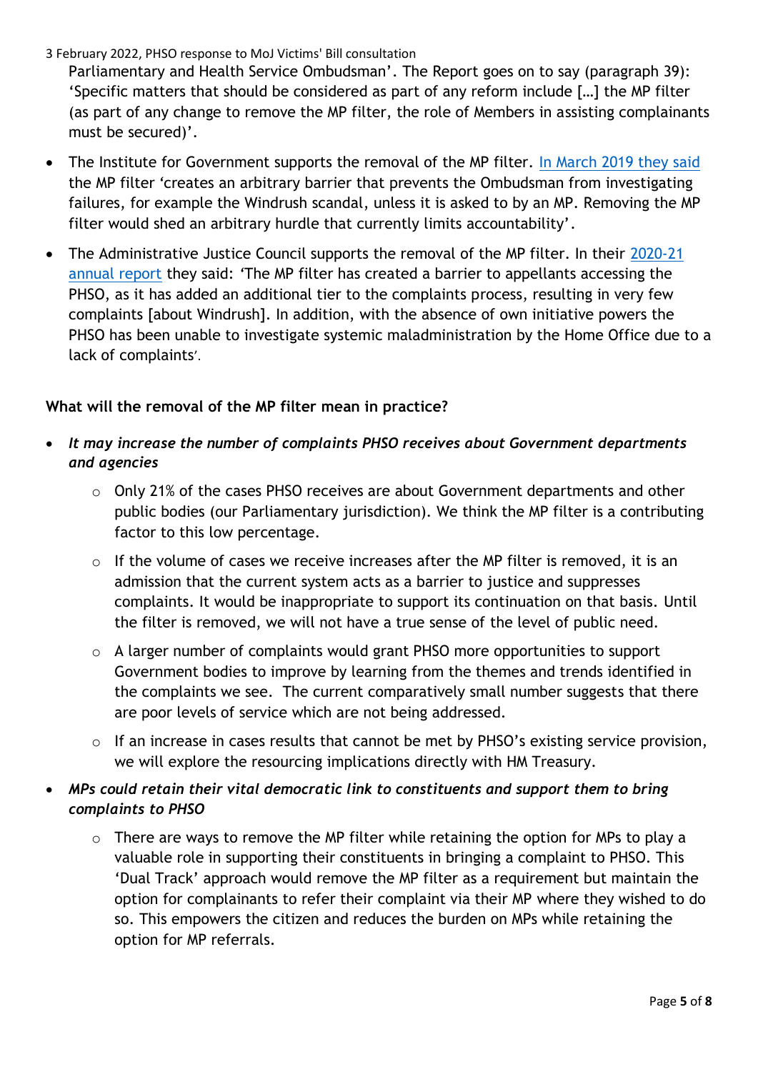Parliamentary and Health Service Ombudsman'. The Report goes on to say (paragraph 39): 'Specific matters that should be considered as part of any reform include […] the MP filter (as part of any change to remove the MP filter, the role of Members in assisting complainants must be secured)'.

- The Institute for Government supports the removal of the MP filter. In March 2019 they said the MP filter 'creates an arbitrary barrier that prevents the Ombudsman from investigating failures, for example the Windrush scandal, unless it is asked to by an MP. Removing the MP filter would shed an arbitrary hurdle that currently limits accountability'.
- The Administrative Justice Council supports the removal of the MP filter. In their 2020-21 annual report they said: 'The MP filter has created a barrier to appellants accessing the PHSO, as it has added an additional tier to the complaints process, resulting in very few complaints [about Windrush]. In addition, with the absence of own initiative powers the PHSO has been unable to investigate systemic maladministration by the Home Office due to a lack of complaints'.

**What will the removal of the MP filter mean in practice?**

- ***It may increase the number of complaints PHSO receives about Government departments and agencies***
  - Only 21% of the cases PHSO receives are about Government departments and other public bodies (our Parliamentary jurisdiction). We think the MP filter is a contributing factor to this low percentage.
  - If the volume of cases we receive increases after the MP filter is removed, it is an admission that the current system acts as a barrier to justice and suppresses complaints. It would be inappropriate to support its continuation on that basis. Until the filter is removed, we will not have a true sense of the level of public need.
  - A larger number of complaints would grant PHSO more opportunities to support Government bodies to improve by learning from the themes and trends identified in the complaints we see. The current comparatively small number suggests that there are poor levels of service which are not being addressed.
  - If an increase in cases results that cannot be met by PHSO's existing service provision, we will explore the resourcing implications directly with HM Treasury.
- ***MPs could retain their vital democratic link to constituents and support them to bring complaints to PHSO***
  - There are ways to remove the MP filter while retaining the option for MPs to play a valuable role in supporting their constituents in bringing a complaint to PHSO. This 'Dual Track' approach would remove the MP filter as a requirement but maintain the option for complainants to refer their complaint via their MP where they wished to do so. This empowers the citizen and reduces the burden on MPs while retaining the option for MP referrals.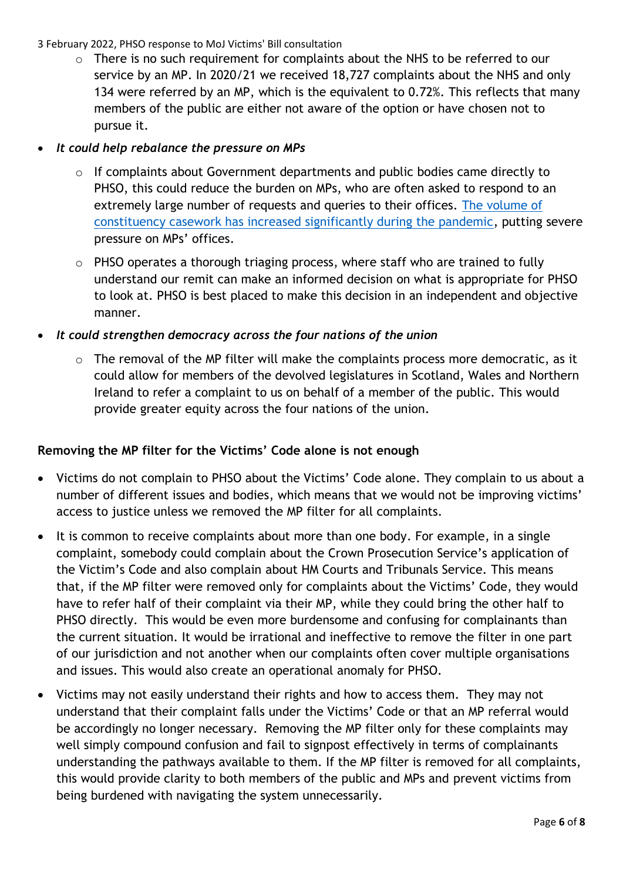- There is no such requirement for complaints about the NHS to be referred to our service by an MP. In 2020/21 we received 18,727 complaints about the NHS and only 134 were referred by an MP, which is the equivalent to 0.72%. This reflects that many members of the public are either not aware of the option or have chosen not to pursue it.

- *It could help rebalance the pressure on MPs*
  - If complaints about Government departments and public bodies came directly to PHSO, this could reduce the burden on MPs, who are often asked to respond to an extremely large number of requests and queries to their offices. The volume of constituency casework has increased significantly during the pandemic, putting severe pressure on MPs' offices.
  - PHSO operates a thorough triaging process, where staff who are trained to fully understand our remit can make an informed decision on what is appropriate for PHSO to look at. PHSO is best placed to make this decision in an independent and objective manner.

- *It could strengthen democracy across the four nations of the union*
  - The removal of the MP filter will make the complaints process more democratic, as it could allow for members of the devolved legislatures in Scotland, Wales and Northern Ireland to refer a complaint to us on behalf of a member of the public. This would provide greater equity across the four nations of the union.

**Removing the MP filter for the Victims' Code alone is not enough**

- Victims do not complain to PHSO about the Victims' Code alone. They complain to us about a number of different issues and bodies, which means that we would not be improving victims' access to justice unless we removed the MP filter for all complaints.
- It is common to receive complaints about more than one body. For example, in a single complaint, somebody could complain about the Crown Prosecution Service's application of the Victim's Code and also complain about HM Courts and Tribunals Service. This means that, if the MP filter were removed only for complaints about the Victims' Code, they would have to refer half of their complaint via their MP, while they could bring the other half to PHSO directly. This would be even more burdensome and confusing for complainants than the current situation. It would be irrational and ineffective to remove the filter in one part of our jurisdiction and not another when our complaints often cover multiple organisations and issues. This would also create an operational anomaly for PHSO.
- Victims may not easily understand their rights and how to access them. They may not understand that their complaint falls under the Victims' Code or that an MP referral would be accordingly no longer necessary. Removing the MP filter only for these complaints may well simply compound confusion and fail to signpost effectively in terms of complainants understanding the pathways available to them. If the MP filter is removed for all complaints, this would provide clarity to both members of the public and MPs and prevent victims from being burdened with navigating the system unnecessarily.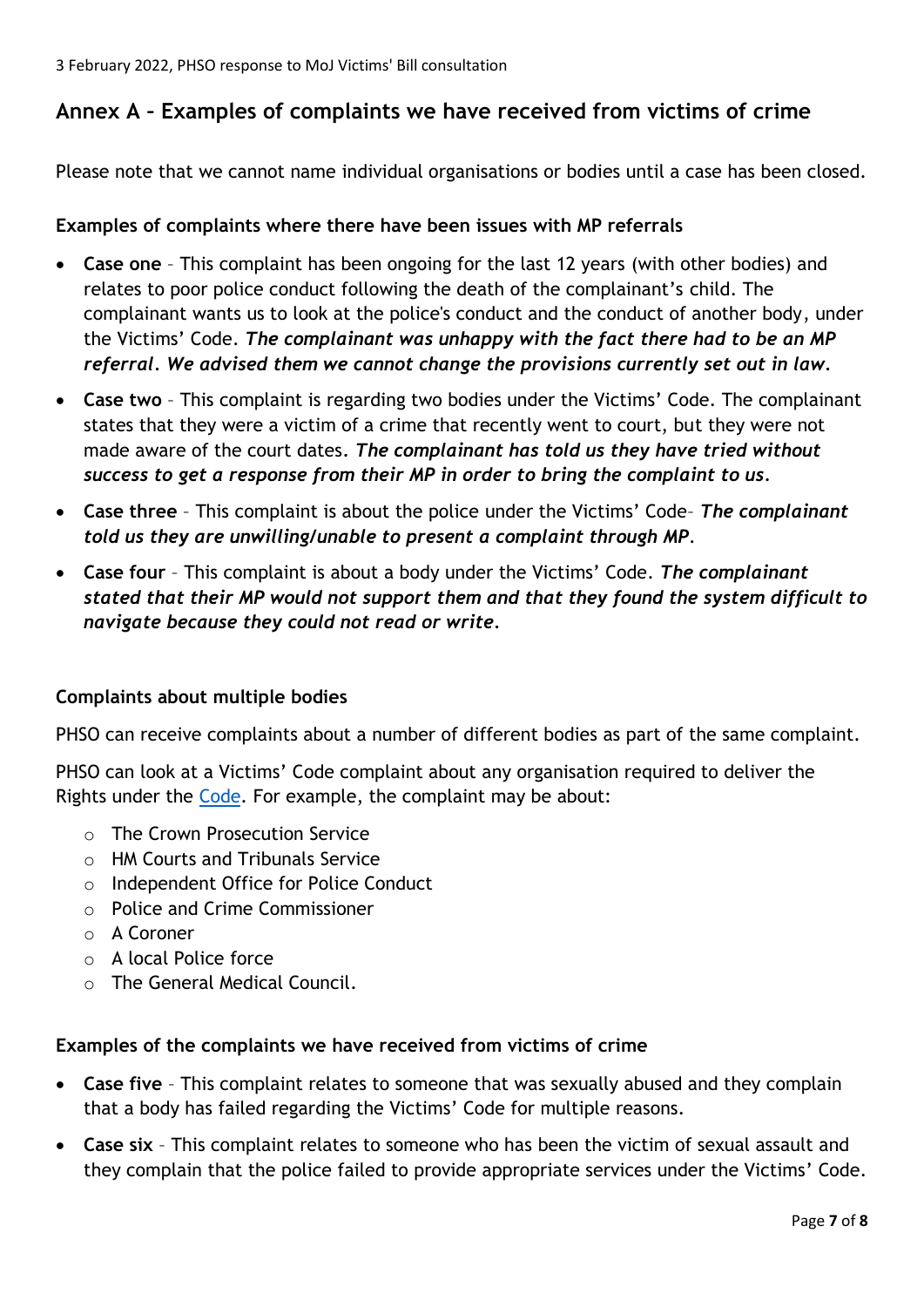## Annex A – Examples of complaints we have received from victims of crime

Please note that we cannot name individual organisations or bodies until a case has been closed.

**Examples of complaints where there have been issues with MP referrals**

- **Case one** – This complaint has been ongoing for the last 12 years (with other bodies) and relates to poor police conduct following the death of the complainant's child. The complainant wants us to look at the police's conduct and the conduct of another body, under the Victims' Code. ***The complainant was unhappy with the fact there had to be an MP referral. We advised them we cannot change the provisions currently set out in law.***
- **Case two** – This complaint is regarding two bodies under the Victims' Code. The complainant states that they were a victim of a crime that recently went to court, but they were not made aware of the court dates. ***The complainant has told us they have tried without success to get a response from their MP in order to bring the complaint to us.***
- **Case three** – This complaint is about the police under the Victims' Code– ***The complainant told us they are unwilling/unable to present a complaint through MP.***
- **Case four** – This complaint is about a body under the Victims' Code. ***The complainant stated that their MP would not support them and that they found the system difficult to navigate because they could not read or write.***

**Complaints about multiple bodies**

PHSO can receive complaints about a number of different bodies as part of the same complaint.

PHSO can look at a Victims' Code complaint about any organisation required to deliver the Rights under the Code. For example, the complaint may be about:

- The Crown Prosecution Service
- HM Courts and Tribunals Service
- Independent Office for Police Conduct
- Police and Crime Commissioner
- A Coroner
- A local Police force
- The General Medical Council.

**Examples of the complaints we have received from victims of crime**

- **Case five** – This complaint relates to someone that was sexually abused and they complain that a body has failed regarding the Victims' Code for multiple reasons.
- **Case six** – This complaint relates to someone who has been the victim of sexual assault and they complain that the police failed to provide appropriate services under the Victims' Code.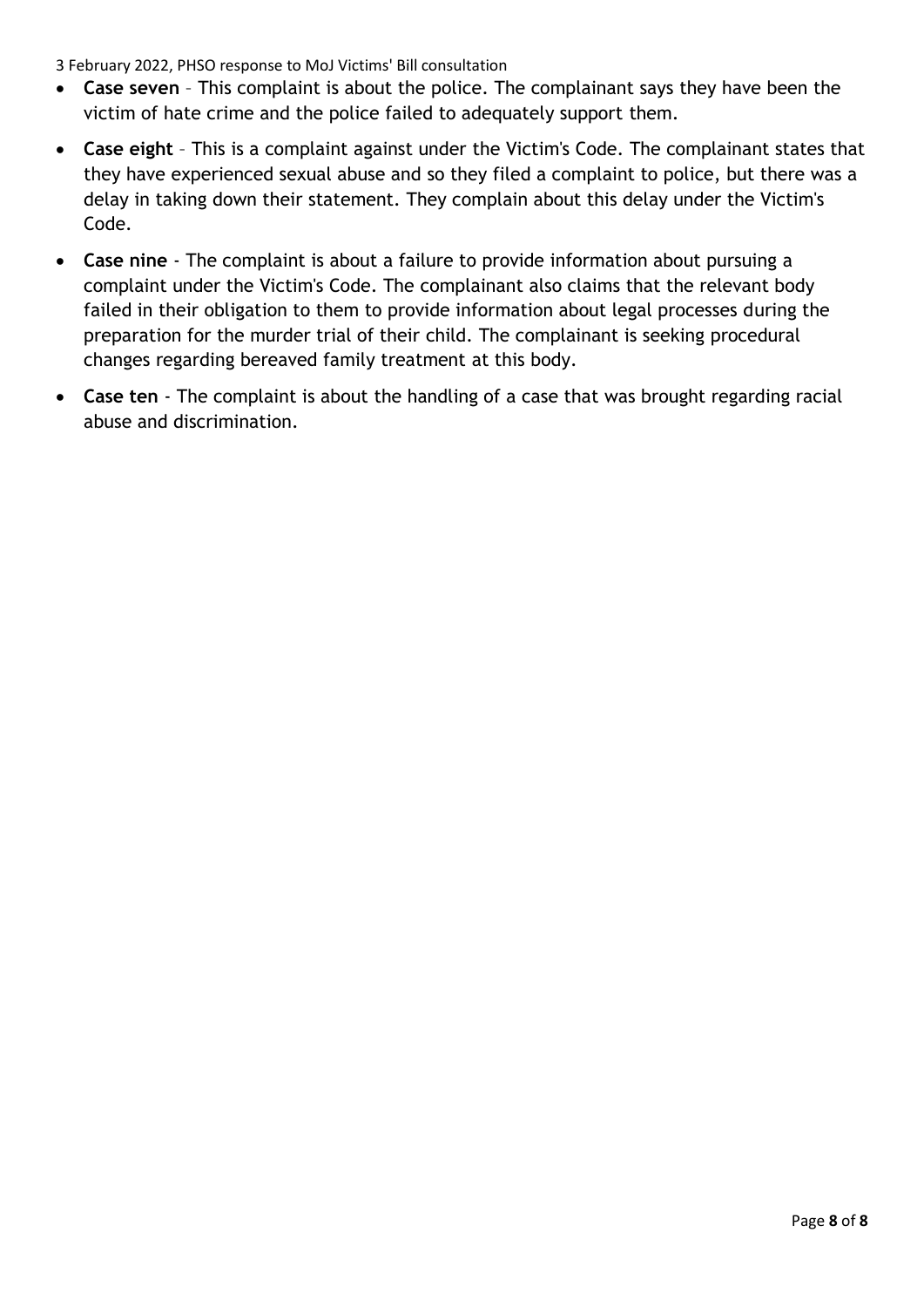- **Case seven** – This complaint is about the police. The complainant says they have been the victim of hate crime and the police failed to adequately support them.
- **Case eight** – This is a complaint against under the Victim's Code. The complainant states that they have experienced sexual abuse and so they filed a complaint to police, but there was a delay in taking down their statement. They complain about this delay under the Victim's Code.
- **Case nine** - The complaint is about a failure to provide information about pursuing a complaint under the Victim's Code. The complainant also claims that the relevant body failed in their obligation to them to provide information about legal processes during the preparation for the murder trial of their child. The complainant is seeking procedural changes regarding bereaved family treatment at this body.
- **Case ten** - The complaint is about the handling of a case that was brought regarding racial abuse and discrimination.